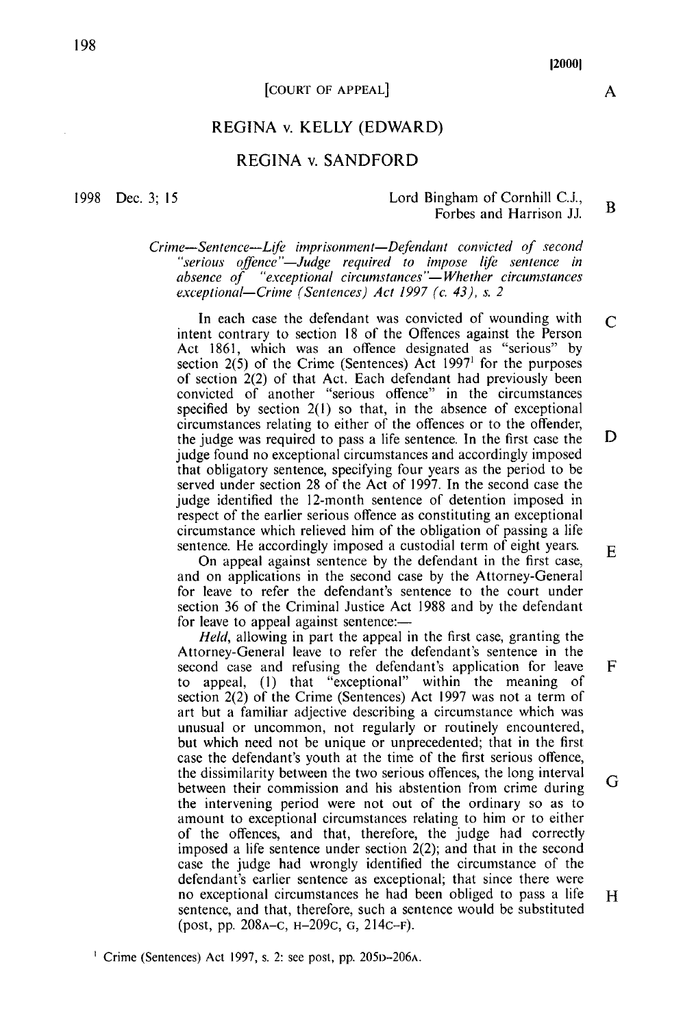[2000]

[COURT OF APPEAL]

# REGINA v. KELLY (EDWARD)

# REGINA v. SANDFORD

1998 Dec. 3; 15

Lord Bingham of Cornhill C.J., Forbes and Harrison JJ.

*Crime—Sentence—Life imprisonment—Defendant convicted of second "serious offence"—Judge required to impose life sentence in absence of "exceptional circumstances"—Whether circumstances exceptional—Crime (Sentences) Act 1997 (c. 43), s. 2*

In each case the defendant was convicted of wounding with intent contrary to section 18 of the Offences against the Person Act 1861, which was an offence designated as "serious" by section 2(5) of the Crime (Sentences) Act 1997[1] for the purposes of section 2(2) of that Act. Each defendant had previously been convicted of another "serious offence" in the circumstances specified by section 2(1) so that, in the absence of exceptional circumstances relating to either of the offences or to the offender, the judge was required to pass a life sentence. In the first case the judge found no exceptional circumstances and accordingly imposed that obligatory sentence, specifying four years as the period to be served under section 28 of the Act of 1997. In the second case the judge identified the 12-month sentence of detention imposed in respect of the earlier serious offence as constituting an exceptional circumstance which relieved him of the obligation of passing a life sentence. He accordingly imposed a custodial term of eight years.

On appeal against sentence by the defendant in the first case, and on applications in the second case by the Attorney-General for leave to refer the defendant's sentence to the court under section 36 of the Criminal Justice Act 1988 and by the defendant for leave to appeal against sentence:—

*Held*, allowing in part the appeal in the first case, granting the Attorney-General leave to refer the defendant's sentence in the second case and refusing the defendant's application for leave to appeal, (1) that "exceptional" within the meaning of section 2(2) of the Crime (Sentences) Act 1997 was not a term of art but a familiar adjective describing a circumstance which was unusual or uncommon, not regularly or routinely encountered, but which need not be unique or unprecedented; that in the first case the defendant's youth at the time of the first serious offence, the dissimilarity between the two serious offences, the long interval between their commission and his abstention from crime during the intervening period were not out of the ordinary so as to amount to exceptional circumstances relating to him or to either of the offences, and that, therefore, the judge had correctly imposed a life sentence under section 2(2); and that in the second case the judge had wrongly identified the circumstance of the defendant's earlier sentence as exceptional; that since there were no exceptional circumstances he had been obliged to pass a life sentence, and that, therefore, such a sentence would be substituted (post, pp. 208A–C, H–209C, G, 214C–F).

[1] Crime (Sentences) Act 1997, s. 2: see post, pp. 205D–206A.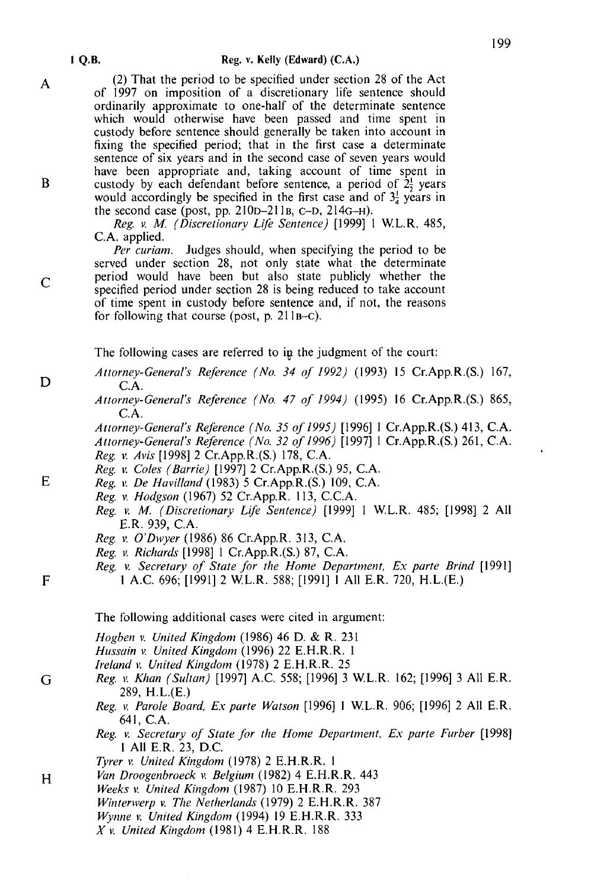(2) That the period to be specified under section 28 of the Act of 1997 on imposition of a discretionary life sentence should ordinarily approximate to one-half of the determinate sentence which would otherwise have been passed and time spent in custody before sentence should generally be taken into account in fixing the specified period; that in the first case a determinate sentence of six years and in the second case of seven years would have been appropriate and, taking account of time spent in custody by each defendant before sentence, a period of $2\frac{1}{2}$ years would accordingly be specified in the first case and of $3\frac{1}{4}$ years in the second case (post, pp. 210D–211B, C–D, 214G–H).

*Reg. v. M. (Discretionary Life Sentence)* [1999] 1 W.L.R. 485, C.A. applied.

*Per curiam.* Judges should, when specifying the period to be served under section 28, not only state what the determinate period would have been but also state publicly whether the specified period under section 28 is being reduced to take account of time spent in custody before sentence and, if not, the reasons for following that course (post, p. 211B–C).

The following cases are referred to in the judgment of the court:

*Attorney-General's Reference (No. 34 of 1992)* (1993) 15 Cr.App.R.(S.) 167, C.A.
*Attorney-General's Reference (No. 47 of 1994)* (1995) 16 Cr.App.R.(S.) 865, C.A.
*Attorney-General's Reference (No. 35 of 1995)* [1996] 1 Cr.App.R.(S.) 413, C.A.
*Attorney-General's Reference (No. 32 of 1996)* [1997] 1 Cr.App.R.(S.) 261, C.A.
*Reg. v. Avis* [1998] 2 Cr.App.R.(S.) 178, C.A.
*Reg. v. Coles (Barrie)* [1997] 2 Cr.App.R.(S.) 95, C.A.
*Reg. v. De Havilland* (1983) 5 Cr.App.R.(S.) 109, C.A.
*Reg. v. Hodgson* (1967) 52 Cr.App.R. 113, C.C.A.
*Reg. v. M. (Discretionary Life Sentence)* [1999] 1 W.L.R. 485; [1998] 2 All E.R. 939, C.A.
*Reg. v. O'Dwyer* (1986) 86 Cr.App.R. 313, C.A.
*Reg. v. Richards* [1998] 1 Cr.App.R.(S.) 87, C.A.
*Reg. v. Secretary of State for the Home Department, Ex parte Brind* [1991] 1 A.C. 696; [1991] 2 W.L.R. 588; [1991] 1 All E.R. 720, H.L.(E.)

The following additional cases were cited in argument:

*Hogben v. United Kingdom* (1986) 46 D. & R. 231
*Hussain v. United Kingdom* (1996) 22 E.H.R.R. 1
*Ireland v. United Kingdom* (1978) 2 E.H.R.R. 25
*Reg. v. Khan (Sultan)* [1997] A.C. 558; [1996] 3 W.L.R. 162; [1996] 3 All E.R. 289, H.L.(E.)
*Reg. v. Parole Board, Ex parte Watson* [1996] 1 W.L.R. 906; [1996] 2 All E.R. 641, C.A.
*Reg. v. Secretary of State for the Home Department, Ex parte Furber* [1998] 1 All E.R. 23, D.C.
*Tyrer v. United Kingdom* (1978) 2 E.H.R.R. 1
*Van Droogenbroeck v. Belgium* (1982) 4 E.H.R.R. 443
*Weeks v. United Kingdom* (1987) 10 E.H.R.R. 293
*Winterwerp v. The Netherlands* (1979) 2 E.H.R.R. 387
*Wynne v. United Kingdom* (1994) 19 E.H.R.R. 333
*X v. United Kingdom* (1981) 4 E.H.R.R. 188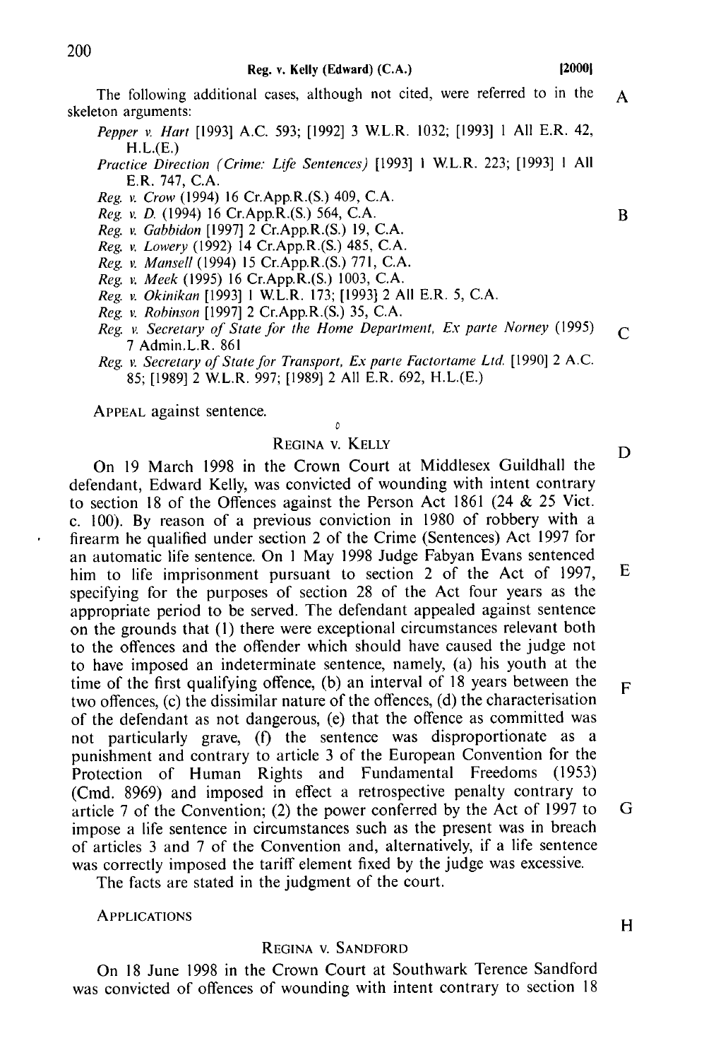The following additional cases, although not cited, were referred to in the skeleton arguments:

*Pepper v. Hart* [1993] A.C. 593; [1992] 3 W.L.R. 1032; [1993] 1 All E.R. 42, H.L.(E.)

*Practice Direction (Crime: Life Sentences)* [1993] 1 W.L.R. 223; [1993] 1 All E.R. 747, C.A.

*Reg. v. Crow* (1994) 16 Cr.App.R.(S.) 409, C.A.

*Reg. v. D.* (1994) 16 Cr.App.R.(S.) 564, C.A.

*Reg. v. Gabbidon* [1997] 2 Cr.App.R.(S.) 19, C.A.

*Reg. v. Lowery* (1992) 14 Cr.App.R.(S.) 485, C.A.

*Reg. v. Mansell* (1994) 15 Cr.App.R.(S.) 771, C.A.

*Reg. v. Meek* (1995) 16 Cr.App.R.(S.) 1003, C.A.

*Reg. v. Okinikan* [1993] 1 W.L.R. 173; [1993] 2 All E.R. 5, C.A.

*Reg. v. Robinson* [1997] 2 Cr.App.R.(S.) 35, C.A.

*Reg. v. Secretary of State for the Home Department, Ex parte Norney* (1995) 7 Admin.L.R. 861

*Reg. v. Secretary of State for Transport, Ex parte Factortame Ltd.* [1990] 2 A.C. 85; [1989] 2 W.L.R. 997; [1989] 2 All E.R. 692, H.L.(E.)

APPEAL against sentence.

REGINA V. KELLY

On 19 March 1998 in the Crown Court at Middlesex Guildhall the defendant, Edward Kelly, was convicted of wounding with intent contrary to section 18 of the Offences against the Person Act 1861 (24 & 25 Vict. c. 100). By reason of a previous conviction in 1980 of robbery with a firearm he qualified under section 2 of the Crime (Sentences) Act 1997 for an automatic life sentence. On 1 May 1998 Judge Fabyan Evans sentenced him to life imprisonment pursuant to section 2 of the Act of 1997, specifying for the purposes of section 28 of the Act four years as the appropriate period to be served. The defendant appealed against sentence on the grounds that (1) there were exceptional circumstances relevant both to the offences and the offender which should have caused the judge not to have imposed an indeterminate sentence, namely, (a) his youth at the time of the first qualifying offence, (b) an interval of 18 years between the two offences, (c) the dissimilar nature of the offences, (d) the characterisation of the defendant as not dangerous, (e) that the offence as committed was not particularly grave, (f) the sentence was disproportionate as a punishment and contrary to article 3 of the European Convention for the Protection of Human Rights and Fundamental Freedoms (1953) (Cmd. 8969) and imposed in effect a retrospective penalty contrary to article 7 of the Convention; (2) the power conferred by the Act of 1997 to impose a life sentence in circumstances such as the present was in breach of articles 3 and 7 of the Convention and, alternatively, if a life sentence was correctly imposed the tariff element fixed by the judge was excessive.

The facts are stated in the judgment of the court.

APPLICATIONS

REGINA V. SANDFORD

On 18 June 1998 in the Crown Court at Southwark Terence Sandford was convicted of offences of wounding with intent contrary to section 18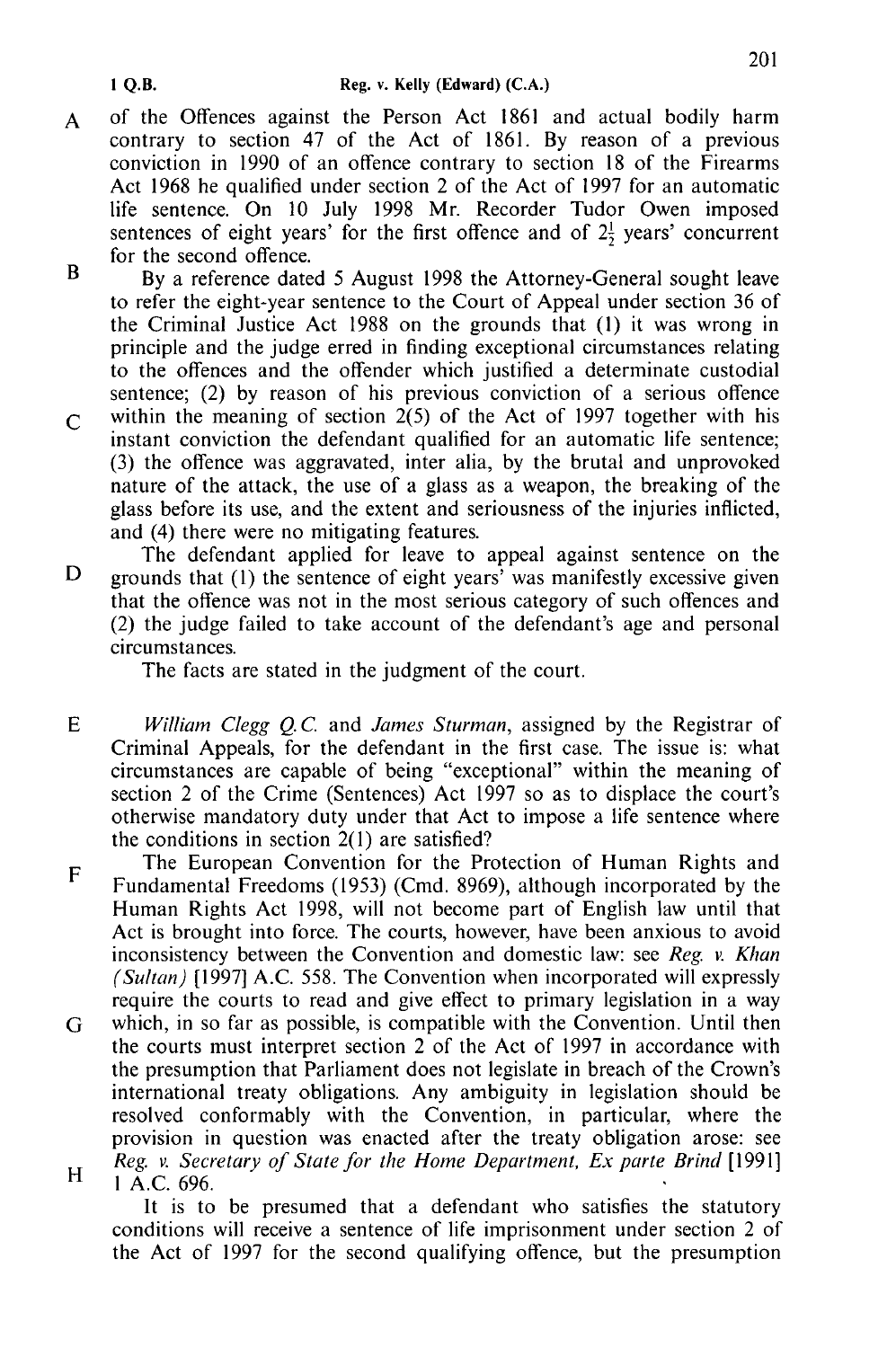of the Offences against the Person Act 1861 and actual bodily harm contrary to section 47 of the Act of 1861. By reason of a previous conviction in 1990 of an offence contrary to section 18 of the Firearms Act 1968 he qualified under section 2 of the Act of 1997 for an automatic life sentence. On 10 July 1998 Mr. Recorder Tudor Owen imposed sentences of eight years' for the first offence and of $2\frac{1}{2}$ years' concurrent for the second offence.

By a reference dated 5 August 1998 the Attorney-General sought leave to refer the eight-year sentence to the Court of Appeal under section 36 of the Criminal Justice Act 1988 on the grounds that (1) it was wrong in principle and the judge erred in finding exceptional circumstances relating to the offences and the offender which justified a determinate custodial sentence; (2) by reason of his previous conviction of a serious offence within the meaning of section 2(5) of the Act of 1997 together with his instant conviction the defendant qualified for an automatic life sentence; (3) the offence was aggravated, inter alia, by the brutal and unprovoked nature of the attack, the use of a glass as a weapon, the breaking of the glass before its use, and the extent and seriousness of the injuries inflicted, and (4) there were no mitigating features.

The defendant applied for leave to appeal against sentence on the grounds that (1) the sentence of eight years' was manifestly excessive given that the offence was not in the most serious category of such offences and (2) the judge failed to take account of the defendant's age and personal circumstances.

The facts are stated in the judgment of the court.

*William Clegg Q.C.* and *James Sturman*, assigned by the Registrar of Criminal Appeals, for the defendant in the first case. The issue is: what circumstances are capable of being "exceptional" within the meaning of section 2 of the Crime (Sentences) Act 1997 so as to displace the court's otherwise mandatory duty under that Act to impose a life sentence where the conditions in section 2(1) are satisfied?

The European Convention for the Protection of Human Rights and Fundamental Freedoms (1953) (Cmd. 8969), although incorporated by the Human Rights Act 1998, will not become part of English law until that Act is brought into force. The courts, however, have been anxious to avoid inconsistency between the Convention and domestic law: see *Reg. v. Khan (Sultan)* [1997] A.C. 558. The Convention when incorporated will expressly require the courts to read and give effect to primary legislation in a way which, in so far as possible, is compatible with the Convention. Until then the courts must interpret section 2 of the Act of 1997 in accordance with the presumption that Parliament does not legislate in breach of the Crown's international treaty obligations. Any ambiguity in legislation should be resolved conformably with the Convention, in particular, where the provision in question was enacted after the treaty obligation arose: see *Reg. v. Secretary of State for the Home Department, Ex parte Brind* [1991] 1 A.C. 696.

It is to be presumed that a defendant who satisfies the statutory conditions will receive a sentence of life imprisonment under section 2 of the Act of 1997 for the second qualifying offence, but the presumption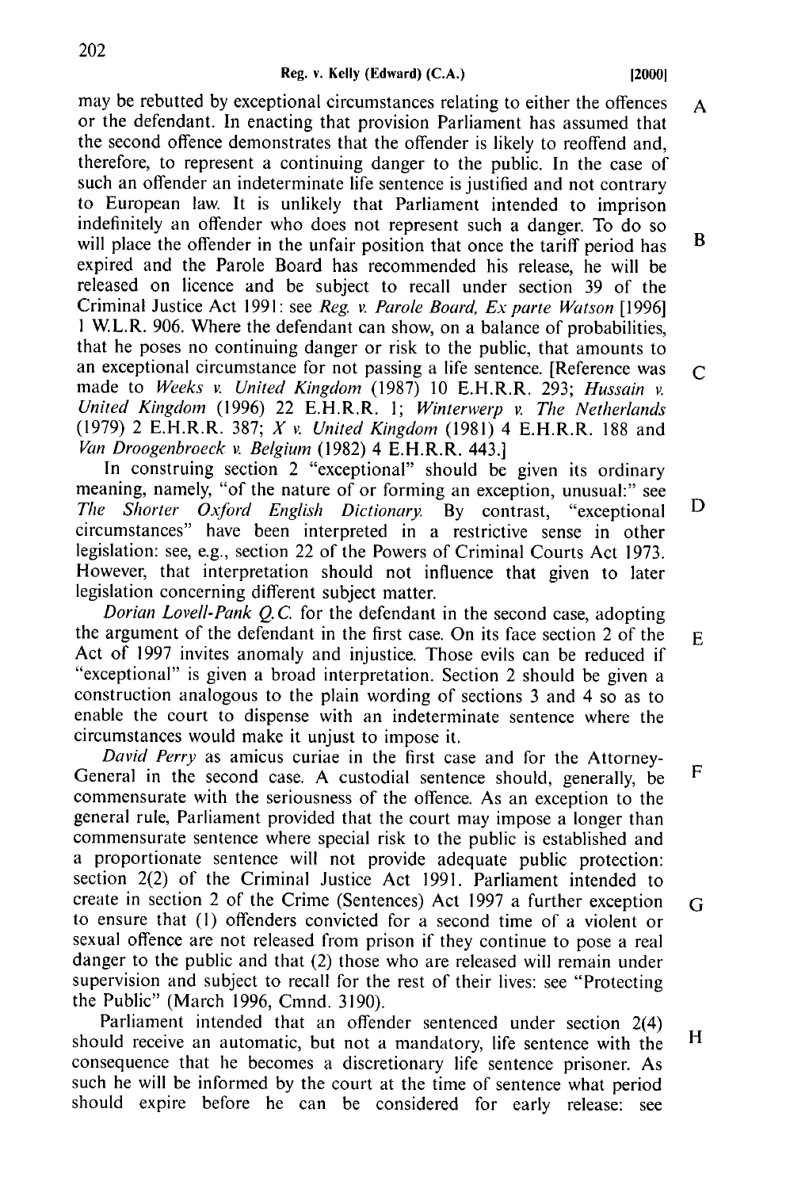may be rebutted by exceptional circumstances relating to either the offences or the defendant. In enacting that provision Parliament has assumed that the second offence demonstrates that the offender is likely to reoffend and, therefore, to represent a continuing danger to the public. In the case of such an offender an indeterminate life sentence is justified and not contrary to European law. It is unlikely that Parliament intended to imprison indefinitely an offender who does not represent such a danger. To do so will place the offender in the unfair position that once the tariff period has expired and the Parole Board has recommended his release, he will be released on licence and be subject to recall under section 39 of the Criminal Justice Act 1991: see *Reg. v. Parole Board, Ex parte Watson* [1996] 1 W.L.R. 906. Where the defendant can show, on a balance of probabilities, that he poses no continuing danger or risk to the public, that amounts to an exceptional circumstance for not passing a life sentence. [Reference was made to *Weeks v. United Kingdom* (1987) 10 E.H.R.R. 293; *Hussain v. United Kingdom* (1996) 22 E.H.R.R. 1; *Winterwerp v. The Netherlands* (1979) 2 E.H.R.R. 387; *X v. United Kingdom* (1981) 4 E.H.R.R. 188 and *Van Droogenbroeck v. Belgium* (1982) 4 E.H.R.R. 443.]

In construing section 2 "exceptional" should be given its ordinary meaning, namely, "of the nature of or forming an exception, unusual:" see *The Shorter Oxford English Dictionary.* By contrast, "exceptional circumstances" have been interpreted in a restrictive sense in other legislation: see, e.g., section 22 of the Powers of Criminal Courts Act 1973. However, that interpretation should not influence that given to later legislation concerning different subject matter.

*Dorian Lovell-Pank Q.C.* for the defendant in the second case, adopting the argument of the defendant in the first case. On its face section 2 of the Act of 1997 invites anomaly and injustice. Those evils can be reduced if "exceptional" is given a broad interpretation. Section 2 should be given a construction analogous to the plain wording of sections 3 and 4 so as to enable the court to dispense with an indeterminate sentence where the circumstances would make it unjust to impose it.

*David Perry* as amicus curiae in the first case and for the Attorney-General in the second case. A custodial sentence should, generally, be commensurate with the seriousness of the offence. As an exception to the general rule, Parliament provided that the court may impose a longer than commensurate sentence where special risk to the public is established and a proportionate sentence will not provide adequate public protection: section 2(2) of the Criminal Justice Act 1991. Parliament intended to create in section 2 of the Crime (Sentences) Act 1997 a further exception to ensure that (1) offenders convicted for a second time of a violent or sexual offence are not released from prison if they continue to pose a real danger to the public and that (2) those who are released will remain under supervision and subject to recall for the rest of their lives: see "Protecting the Public" (March 1996, Cmnd. 3190).

Parliament intended that an offender sentenced under section 2(4) should receive an automatic, but not a mandatory, life sentence with the consequence that he becomes a discretionary life sentence prisoner. As such he will be informed by the court at the time of sentence what period should expire before he can be considered for early release: see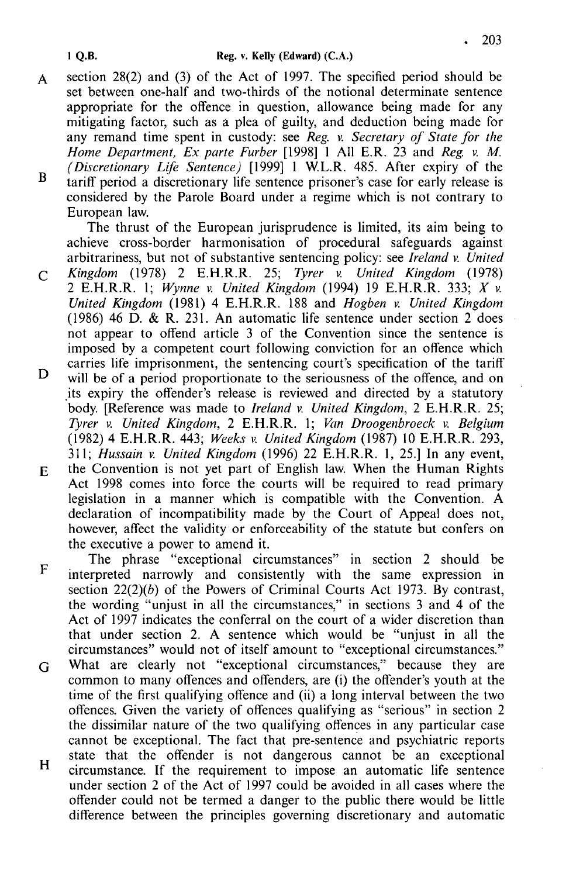section 28(2) and (3) of the Act of 1997. The specified period should be set between one-half and two-thirds of the notional determinate sentence appropriate for the offence in question, allowance being made for any mitigating factor, such as a plea of guilty, and deduction being made for any remand time spent in custody: see *Reg. v. Secretary of State for the Home Department, Ex parte Furber* [1998] 1 All E.R. 23 and *Reg. v. M. (Discretionary Life Sentence)* [1999] 1 W.L.R. 485. After expiry of the tariff period a discretionary life sentence prisoner's case for early release is considered by the Parole Board under a regime which is not contrary to European law.

The thrust of the European jurisprudence is limited, its aim being to achieve cross-border harmonisation of procedural safeguards against arbitrariness, but not of substantive sentencing policy: see *Ireland v. United Kingdom* (1978) 2 E.H.R.R. 25; *Tyrer v. United Kingdom* (1978) 2 E.H.R.R. 1; *Wynne v. United Kingdom* (1994) 19 E.H.R.R. 333; *X v. United Kingdom* (1981) 4 E.H.R.R. 188 and *Hogben v. United Kingdom* (1986) 46 D. & R. 231. An automatic life sentence under section 2 does not appear to offend article 3 of the Convention since the sentence is imposed by a competent court following conviction for an offence which carries life imprisonment, the sentencing court's specification of the tariff will be of a period proportionate to the seriousness of the offence, and on its expiry the offender's release is reviewed and directed by a statutory body. [Reference was made to *Ireland v. United Kingdom*, 2 E.H.R.R. 25; *Tyrer v. United Kingdom*, 2 E.H.R.R. 1; *Van Droogenbroeck v. Belgium* (1982) 4 E.H.R.R. 443; *Weeks v. United Kingdom* (1987) 10 E.H.R.R. 293, 311; *Hussain v. United Kingdom* (1996) 22 E.H.R.R. 1, 25.] In any event, the Convention is not yet part of English law. When the Human Rights Act 1998 comes into force the courts will be required to read primary legislation in a manner which is compatible with the Convention. A declaration of incompatibility made by the Court of Appeal does not, however, affect the validity or enforceability of the statute but confers on the executive a power to amend it.

The phrase "exceptional circumstances" in section 2 should be interpreted narrowly and consistently with the same expression in section 22(2)(*b*) of the Powers of Criminal Courts Act 1973. By contrast, the wording "unjust in all the circumstances," in sections 3 and 4 of the Act of 1997 indicates the conferral on the court of a wider discretion than that under section 2. A sentence which would be "unjust in all the circumstances" would not of itself amount to "exceptional circumstances." What are clearly not "exceptional circumstances," because they are common to many offences and offenders, are (i) the offender's youth at the time of the first qualifying offence and (ii) a long interval between the two offences. Given the variety of offences qualifying as "serious" in section 2 the dissimilar nature of the two qualifying offences in any particular case cannot be exceptional. The fact that pre-sentence and psychiatric reports state that the offender is not dangerous cannot be an exceptional circumstance. If the requirement to impose an automatic life sentence under section 2 of the Act of 1997 could be avoided in all cases where the offender could not be termed a danger to the public there would be little difference between the principles governing discretionary and automatic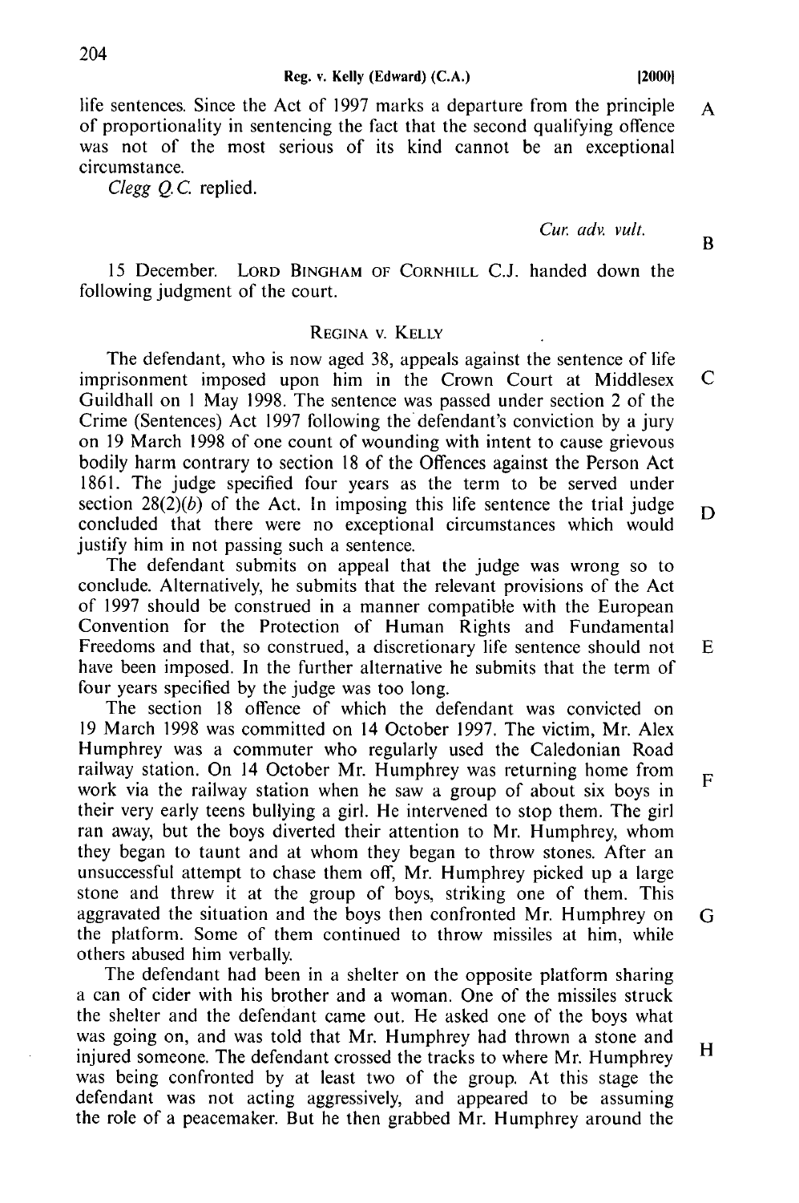life sentences. Since the Act of 1997 marks a departure from the principle of proportionality in sentencing the fact that the second qualifying offence was not of the most serious of its kind cannot be an exceptional circumstance.

*Clegg Q.C.* replied.

*Cur. adv. vult.*

15 December. LORD BINGHAM OF CORNHILL C.J. handed down the following judgment of the court.

REGINA v. KELLY

The defendant, who is now aged 38, appeals against the sentence of life imprisonment imposed upon him in the Crown Court at Middlesex Guildhall on 1 May 1998. The sentence was passed under section 2 of the Crime (Sentences) Act 1997 following the defendant's conviction by a jury on 19 March 1998 of one count of wounding with intent to cause grievous bodily harm contrary to section 18 of the Offences against the Person Act 1861. The judge specified four years as the term to be served under section 28(2)(*b*) of the Act. In imposing this life sentence the trial judge concluded that there were no exceptional circumstances which would justify him in not passing such a sentence.

The defendant submits on appeal that the judge was wrong so to conclude. Alternatively, he submits that the relevant provisions of the Act of 1997 should be construed in a manner compatible with the European Convention for the Protection of Human Rights and Fundamental Freedoms and that, so construed, a discretionary life sentence should not have been imposed. In the further alternative he submits that the term of four years specified by the judge was too long.

The section 18 offence of which the defendant was convicted on 19 March 1998 was committed on 14 October 1997. The victim, Mr. Alex Humphrey was a commuter who regularly used the Caledonian Road railway station. On 14 October Mr. Humphrey was returning home from work via the railway station when he saw a group of about six boys in their very early teens bullying a girl. He intervened to stop them. The girl ran away, but the boys diverted their attention to Mr. Humphrey, whom they began to taunt and at whom they began to throw stones. After an unsuccessful attempt to chase them off, Mr. Humphrey picked up a large stone and threw it at the group of boys, striking one of them. This aggravated the situation and the boys then confronted Mr. Humphrey on the platform. Some of them continued to throw missiles at him, while others abused him verbally.

The defendant had been in a shelter on the opposite platform sharing a can of cider with his brother and a woman. One of the missiles struck the shelter and the defendant came out. He asked one of the boys what was going on, and was told that Mr. Humphrey had thrown a stone and injured someone. The defendant crossed the tracks to where Mr. Humphrey was being confronted by at least two of the group. At this stage the defendant was not acting aggressively, and appeared to be assuming the role of a peacemaker. But he then grabbed Mr. Humphrey around the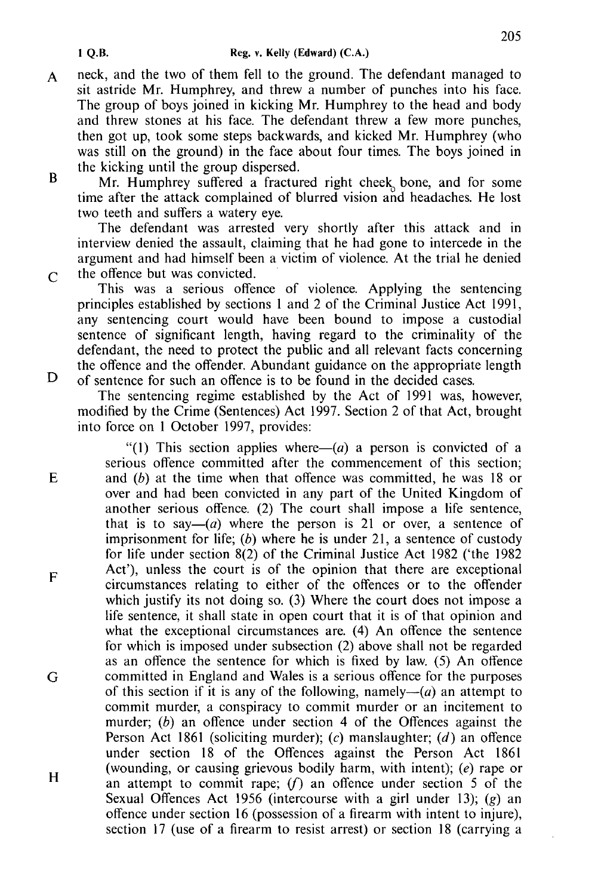neck, and the two of them fell to the ground. The defendant managed to sit astride Mr. Humphrey, and threw a number of punches into his face. The group of boys joined in kicking Mr. Humphrey to the head and body and threw stones at his face. The defendant threw a few more punches, then got up, took some steps backwards, and kicked Mr. Humphrey (who was still on the ground) in the face about four times. The boys joined in the kicking until the group dispersed.

Mr. Humphrey suffered a fractured right cheek bone, and for some time after the attack complained of blurred vision and headaches. He lost two teeth and suffers a watery eye.

The defendant was arrested very shortly after this attack and in interview denied the assault, claiming that he had gone to intercede in the argument and had himself been a victim of violence. At the trial he denied the offence but was convicted.

This was a serious offence of violence. Applying the sentencing principles established by sections 1 and 2 of the Criminal Justice Act 1991, any sentencing court would have been bound to impose a custodial sentence of significant length, having regard to the criminality of the defendant, the need to protect the public and all relevant facts concerning the offence and the offender. Abundant guidance on the appropriate length of sentence for such an offence is to be found in the decided cases.

The sentencing regime established by the Act of 1991 was, however, modified by the Crime (Sentences) Act 1997. Section 2 of that Act, brought into force on 1 October 1997, provides:

> "(1) This section applies where—(*a*) a person is convicted of a serious offence committed after the commencement of this section; and (*b*) at the time when that offence was committed, he was 18 or over and had been convicted in any part of the United Kingdom of another serious offence. (2) The court shall impose a life sentence, that is to say—(*a*) where the person is 21 or over, a sentence of imprisonment for life; (*b*) where he is under 21, a sentence of custody for life under section 8(2) of the Criminal Justice Act 1982 ('the 1982 Act'), unless the court is of the opinion that there are exceptional circumstances relating to either of the offences or to the offender which justify its not doing so. (3) Where the court does not impose a life sentence, it shall state in open court that it is of that opinion and what the exceptional circumstances are. (4) An offence the sentence for which is imposed under subsection (2) above shall not be regarded as an offence the sentence for which is fixed by law. (5) An offence committed in England and Wales is a serious offence for the purposes of this section if it is any of the following, namely—(*a*) an attempt to commit murder, a conspiracy to commit murder or an incitement to murder; (*b*) an offence under section 4 of the Offences against the Person Act 1861 (soliciting murder); (*c*) manslaughter; (*d*) an offence under section 18 of the Offences against the Person Act 1861 (wounding, or causing grievous bodily harm, with intent); (*e*) rape or an attempt to commit rape; (*f*) an offence under section 5 of the Sexual Offences Act 1956 (intercourse with a girl under 13); (*g*) an offence under section 16 (possession of a firearm with intent to injure), section 17 (use of a firearm to resist arrest) or section 18 (carrying a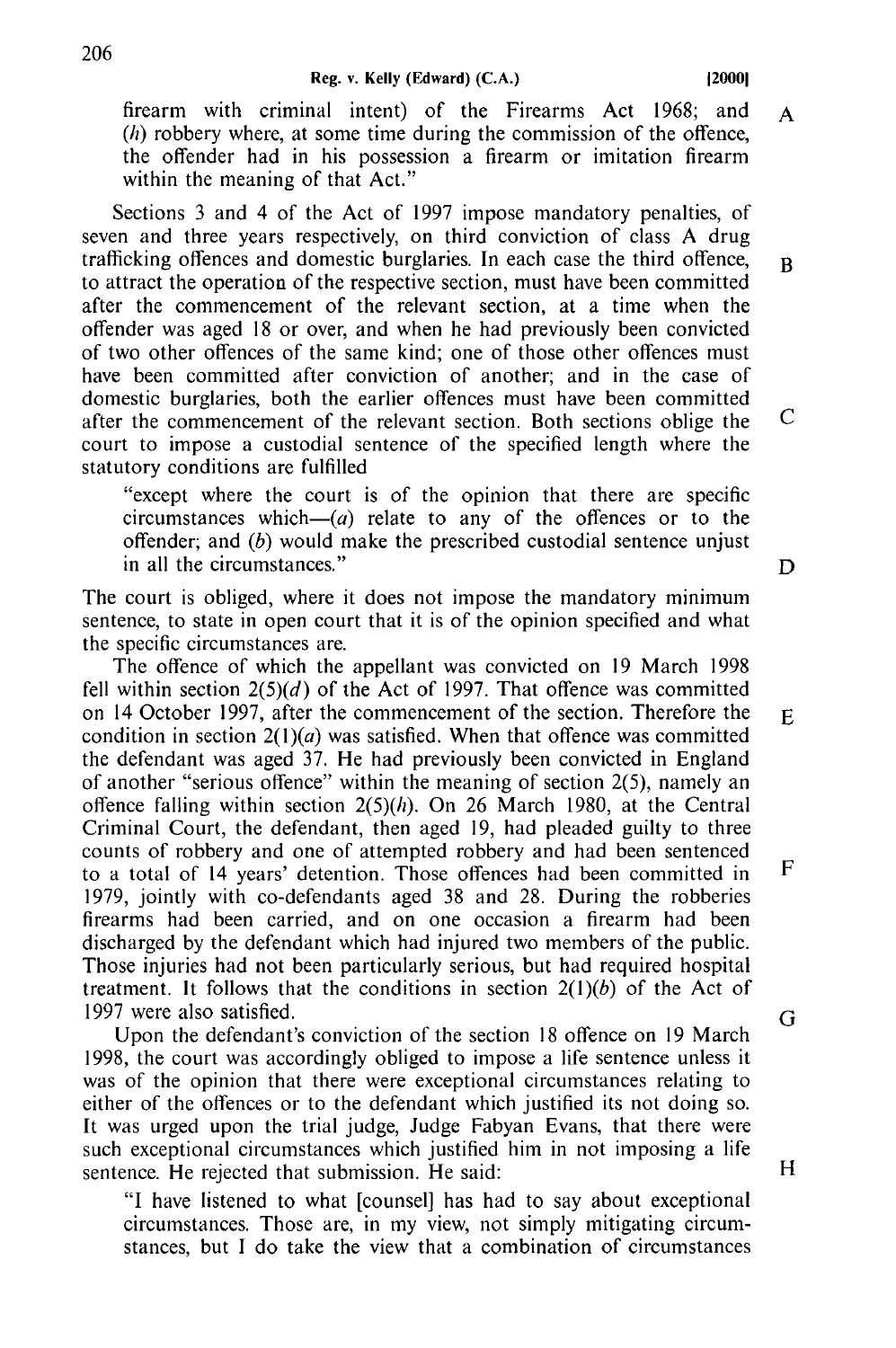firearm with criminal intent) of the Firearms Act 1968; and (*h*) robbery where, at some time during the commission of the offence, the offender had in his possession a firearm or imitation firearm within the meaning of that Act."

Sections 3 and 4 of the Act of 1997 impose mandatory penalties, of seven and three years respectively, on third conviction of class A drug trafficking offences and domestic burglaries. In each case the third offence, to attract the operation of the respective section, must have been committed after the commencement of the relevant section, at a time when the offender was aged 18 or over, and when he had previously been convicted of two other offences of the same kind; one of those other offences must have been committed after conviction of another; and in the case of domestic burglaries, both the earlier offences must have been committed after the commencement of the relevant section. Both sections oblige the court to impose a custodial sentence of the specified length where the statutory conditions are fulfilled

> "except where the court is of the opinion that there are specific circumstances which—(*a*) relate to any of the offences or to the offender; and (*b*) would make the prescribed custodial sentence unjust in all the circumstances."

The court is obliged, where it does not impose the mandatory minimum sentence, to state in open court that it is of the opinion specified and what the specific circumstances are.

The offence of which the appellant was convicted on 19 March 1998 fell within section 2(5)(*d*) of the Act of 1997. That offence was committed on 14 October 1997, after the commencement of the section. Therefore the condition in section 2(1)(*a*) was satisfied. When that offence was committed the defendant was aged 37. He had previously been convicted in England of another "serious offence" within the meaning of section 2(5), namely an offence falling within section 2(5)(*h*). On 26 March 1980, at the Central Criminal Court, the defendant, then aged 19, had pleaded guilty to three counts of robbery and one of attempted robbery and had been sentenced to a total of 14 years' detention. Those offences had been committed in 1979, jointly with co-defendants aged 38 and 28. During the robberies firearms had been carried, and on one occasion a firearm had been discharged by the defendant which had injured two members of the public. Those injuries had not been particularly serious, but had required hospital treatment. It follows that the conditions in section 2(1)(*b*) of the Act of 1997 were also satisfied.

Upon the defendant's conviction of the section 18 offence on 19 March 1998, the court was accordingly obliged to impose a life sentence unless it was of the opinion that there were exceptional circumstances relating to either of the offences or to the defendant which justified its not doing so. It was urged upon the trial judge, Judge Fabyan Evans, that there were such exceptional circumstances which justified him in not imposing a life sentence. He rejected that submission. He said:

> "I have listened to what [counsel] has had to say about exceptional circumstances. Those are, in my view, not simply mitigating circumstances, but I do take the view that a combination of circumstances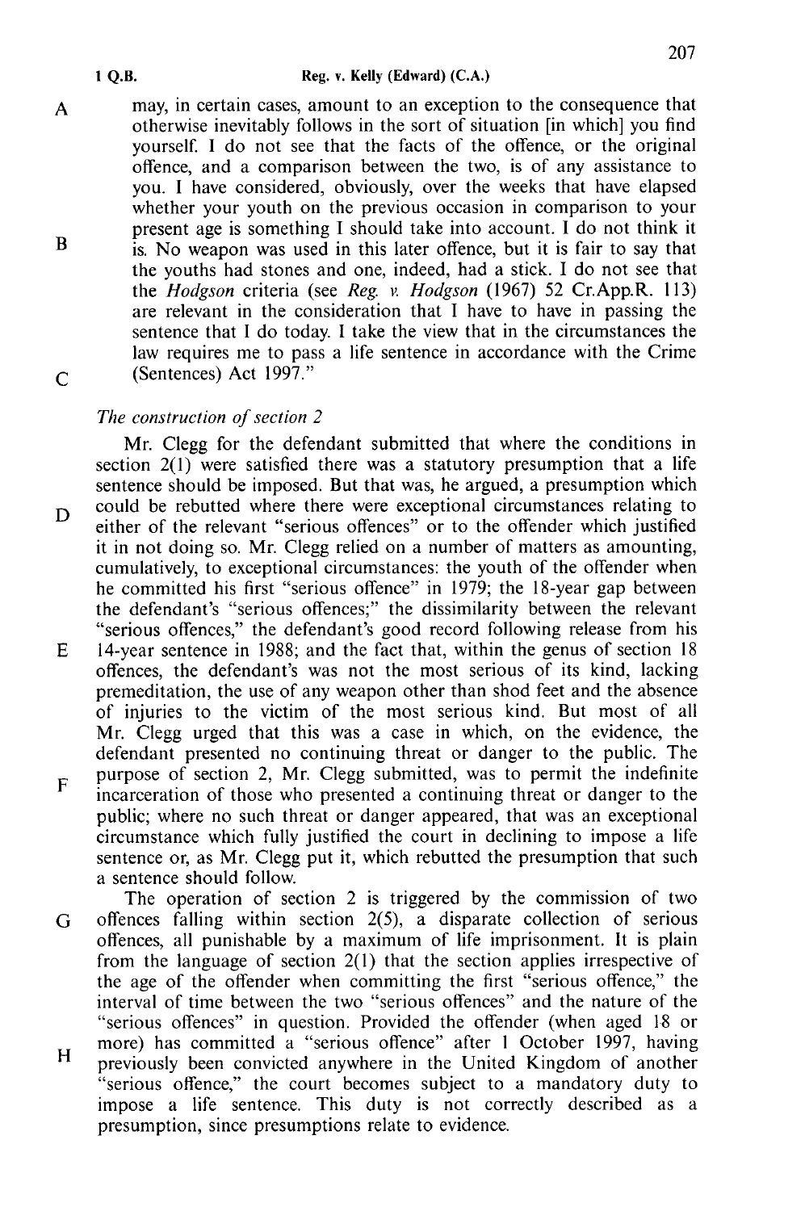may, in certain cases, amount to an exception to the consequence that otherwise inevitably follows in the sort of situation [in which] you find yourself. I do not see that the facts of the offence, or the original offence, and a comparison between the two, is of any assistance to you. I have considered, obviously, over the weeks that have elapsed whether your youth on the previous occasion in comparison to your present age is something I should take into account. I do not think it is. No weapon was used in this later offence, but it is fair to say that the youths had stones and one, indeed, had a stick. I do not see that the *Hodgson* criteria (see *Reg. v. Hodgson* (1967) 52 Cr.App.R. 113) are relevant in the consideration that I have to have in passing the sentence that I do today. I take the view that in the circumstances the law requires me to pass a life sentence in accordance with the Crime (Sentences) Act 1997."

*The construction of section 2*

Mr. Clegg for the defendant submitted that where the conditions in section 2(1) were satisfied there was a statutory presumption that a life sentence should be imposed. But that was, he argued, a presumption which could be rebutted where there were exceptional circumstances relating to either of the relevant "serious offences" or to the offender which justified it in not doing so. Mr. Clegg relied on a number of matters as amounting, cumulatively, to exceptional circumstances: the youth of the offender when he committed his first "serious offence" in 1979; the 18-year gap between the defendant's "serious offences;" the dissimilarity between the relevant "serious offences," the defendant's good record following release from his 14-year sentence in 1988; and the fact that, within the genus of section 18 offences, the defendant's was not the most serious of its kind, lacking premeditation, the use of any weapon other than shod feet and the absence of injuries to the victim of the most serious kind. But most of all Mr. Clegg urged that this was a case in which, on the evidence, the defendant presented no continuing threat or danger to the public. The purpose of section 2, Mr. Clegg submitted, was to permit the indefinite incarceration of those who presented a continuing threat or danger to the public; where no such threat or danger appeared, that was an exceptional circumstance which fully justified the court in declining to impose a life sentence or, as Mr. Clegg put it, which rebutted the presumption that such a sentence should follow.

The operation of section 2 is triggered by the commission of two offences falling within section 2(5), a disparate collection of serious offences, all punishable by a maximum of life imprisonment. It is plain from the language of section 2(1) that the section applies irrespective of the age of the offender when committing the first "serious offence," the interval of time between the two "serious offences" and the nature of the "serious offences" in question. Provided the offender (when aged 18 or more) has committed a "serious offence" after 1 October 1997, having previously been convicted anywhere in the United Kingdom of another "serious offence," the court becomes subject to a mandatory duty to impose a life sentence. This duty is not correctly described as a presumption, since presumptions relate to evidence.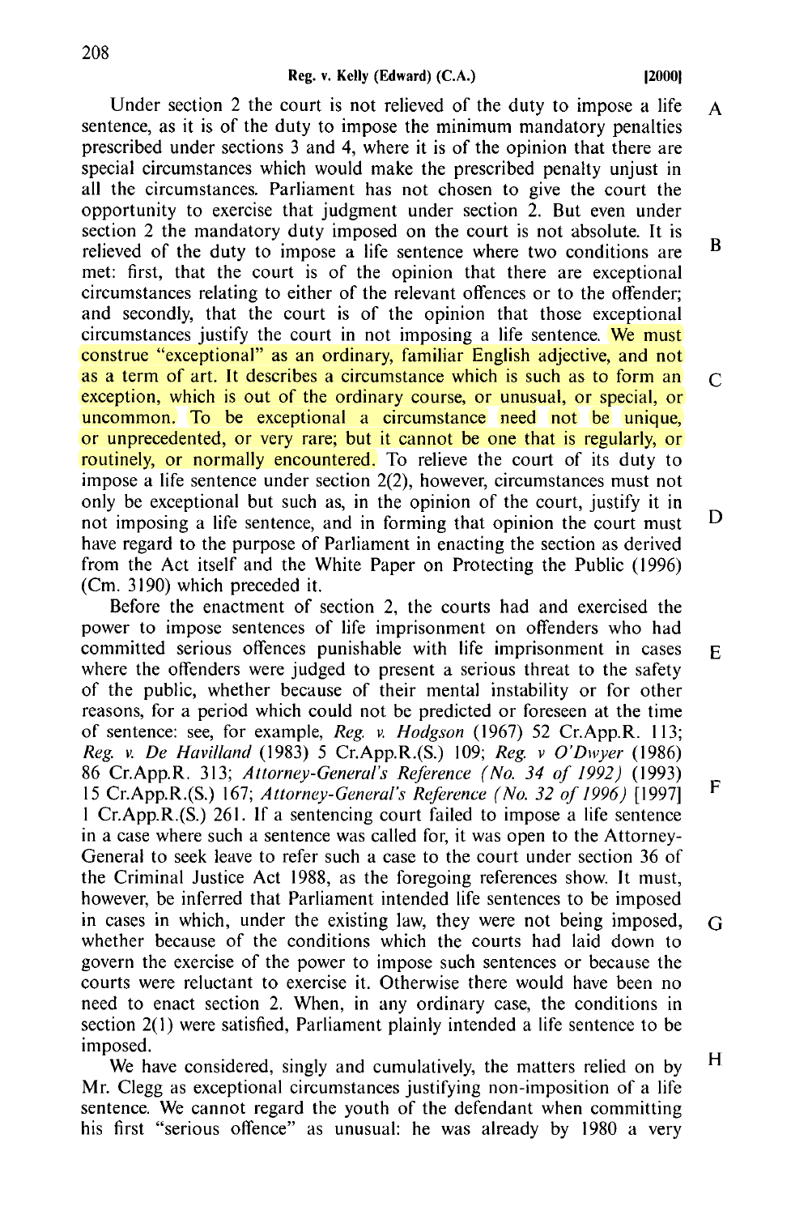Under section 2 the court is not relieved of the duty to impose a life sentence, as it is of the duty to impose the minimum mandatory penalties prescribed under sections 3 and 4, where it is of the opinion that there are special circumstances which would make the prescribed penalty unjust in all the circumstances. Parliament has not chosen to give the court the opportunity to exercise that judgment under section 2. But even under section 2 the mandatory duty imposed on the court is not absolute. It is relieved of the duty to impose a life sentence where two conditions are met: first, that the court is of the opinion that there are exceptional circumstances relating to either of the relevant offences or to the offender; and secondly, that the court is of the opinion that those exceptional circumstances justify the court in not imposing a life sentence. We must construe "exceptional" as an ordinary, familiar English adjective, and not as a term of art. It describes a circumstance which is such as to form an exception, which is out of the ordinary course, or unusual, or special, or uncommon. To be exceptional a circumstance need not be unique, or unprecedented, or very rare; but it cannot be one that is regularly, or routinely, or normally encountered. To relieve the court of its duty to impose a life sentence under section 2(2), however, circumstances must not only be exceptional but such as, in the opinion of the court, justify it in not imposing a life sentence, and in forming that opinion the court must have regard to the purpose of Parliament in enacting the section as derived from the Act itself and the White Paper on Protecting the Public (1996) (Cm. 3190) which preceded it.

Before the enactment of section 2, the courts had and exercised the power to impose sentences of life imprisonment on offenders who had committed serious offences punishable with life imprisonment in cases where the offenders were judged to present a serious threat to the safety of the public, whether because of their mental instability or for other reasons, for a period which could not be predicted or foreseen at the time of sentence: see, for example, *Reg. v. Hodgson* (1967) 52 Cr.App.R. 113; *Reg. v. De Havilland* (1983) 5 Cr.App.R.(S.) 109; *Reg. v O'Dwyer* (1986) 86 Cr.App.R. 313; *Attorney-General's Reference (No. 34 of 1992)* (1993) 15 Cr.App.R.(S.) 167; *Attorney-General's Reference (No. 32 of 1996)* [1997] 1 Cr.App.R.(S.) 261. If a sentencing court failed to impose a life sentence in a case where such a sentence was called for, it was open to the Attorney-General to seek leave to refer such a case to the court under section 36 of the Criminal Justice Act 1988, as the foregoing references show. It must, however, be inferred that Parliament intended life sentences to be imposed in cases in which, under the existing law, they were not being imposed, whether because of the conditions which the courts had laid down to govern the exercise of the power to impose such sentences or because the courts were reluctant to exercise it. Otherwise there would have been no need to enact section 2. When, in any ordinary case, the conditions in section 2(1) were satisfied, Parliament plainly intended a life sentence to be imposed.

We have considered, singly and cumulatively, the matters relied on by Mr. Clegg as exceptional circumstances justifying non-imposition of a life sentence. We cannot regard the youth of the defendant when committing his first "serious offence" as unusual: he was already by 1980 a very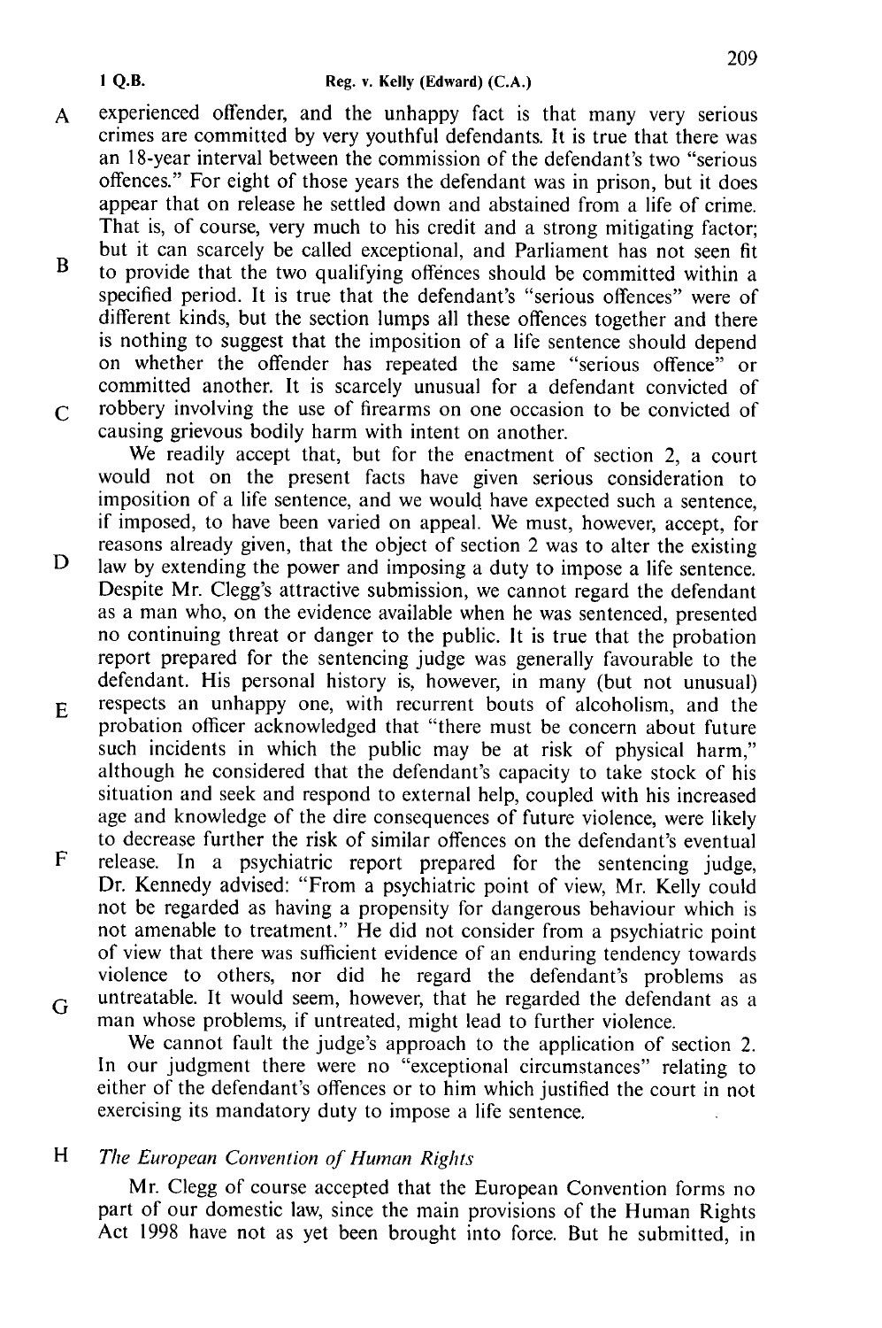experienced offender, and the unhappy fact is that many very serious crimes are committed by very youthful defendants. It is true that there was an 18-year interval between the commission of the defendant's two "serious offences." For eight of those years the defendant was in prison, but it does appear that on release he settled down and abstained from a life of crime. That is, of course, very much to his credit and a strong mitigating factor; but it can scarcely be called exceptional, and Parliament has not seen fit to provide that the two qualifying offences should be committed within a specified period. It is true that the defendant's "serious offences" were of different kinds, but the section lumps all these offences together and there is nothing to suggest that the imposition of a life sentence should depend on whether the offender has repeated the same "serious offence" or committed another. It is scarcely unusual for a defendant convicted of robbery involving the use of firearms on one occasion to be convicted of causing grievous bodily harm with intent on another.

We readily accept that, but for the enactment of section 2, a court would not on the present facts have given serious consideration to imposition of a life sentence, and we would have expected such a sentence, if imposed, to have been varied on appeal. We must, however, accept, for reasons already given, that the object of section 2 was to alter the existing law by extending the power and imposing a duty to impose a life sentence. Despite Mr. Clegg's attractive submission, we cannot regard the defendant as a man who, on the evidence available when he was sentenced, presented no continuing threat or danger to the public. It is true that the probation report prepared for the sentencing judge was generally favourable to the defendant. His personal history is, however, in many (but not unusual) respects an unhappy one, with recurrent bouts of alcoholism, and the probation officer acknowledged that "there must be concern about future such incidents in which the public may be at risk of physical harm," although he considered that the defendant's capacity to take stock of his situation and seek and respond to external help, coupled with his increased age and knowledge of the dire consequences of future violence, were likely to decrease further the risk of similar offences on the defendant's eventual release. In a psychiatric report prepared for the sentencing judge, Dr. Kennedy advised: "From a psychiatric point of view, Mr. Kelly could not be regarded as having a propensity for dangerous behaviour which is not amenable to treatment." He did not consider from a psychiatric point of view that there was sufficient evidence of an enduring tendency towards violence to others, nor did he regard the defendant's problems as untreatable. It would seem, however, that he regarded the defendant as a man whose problems, if untreated, might lead to further violence.

We cannot fault the judge's approach to the application of section 2. In our judgment there were no "exceptional circumstances" relating to either of the defendant's offences or to him which justified the court in not exercising its mandatory duty to impose a life sentence.

*The European Convention of Human Rights*

Mr. Clegg of course accepted that the European Convention forms no part of our domestic law, since the main provisions of the Human Rights Act 1998 have not as yet been brought into force. But he submitted, in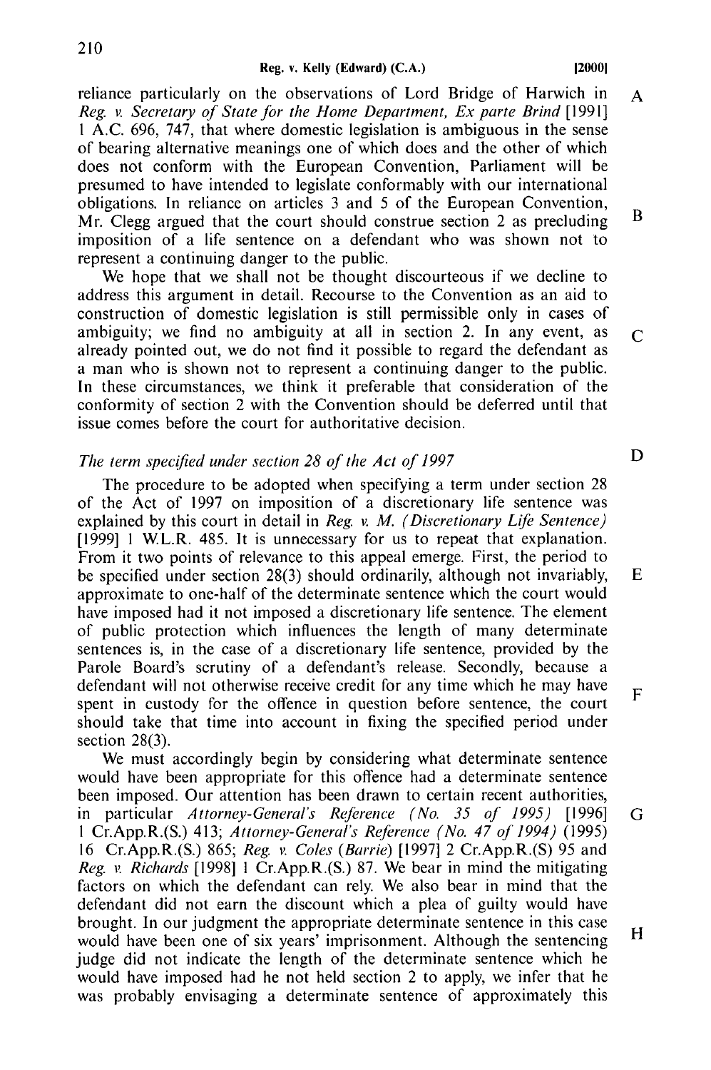reliance particularly on the observations of Lord Bridge of Harwich in *Reg. v. Secretary of State for the Home Department, Ex parte Brind* [1991] 1 A.C. 696, 747, that where domestic legislation is ambiguous in the sense of bearing alternative meanings one of which does and the other of which does not conform with the European Convention, Parliament will be presumed to have intended to legislate conformably with our international obligations. In reliance on articles 3 and 5 of the European Convention, Mr. Clegg argued that the court should construe section 2 as precluding imposition of a life sentence on a defendant who was shown not to represent a continuing danger to the public.

We hope that we shall not be thought discourteous if we decline to address this argument in detail. Recourse to the Convention as an aid to construction of domestic legislation is still permissible only in cases of ambiguity; we find no ambiguity at all in section 2. In any event, as already pointed out, we do not find it possible to regard the defendant as a man who is shown not to represent a continuing danger to the public. In these circumstances, we think it preferable that consideration of the conformity of section 2 with the Convention should be deferred until that issue comes before the court for authoritative decision.

*The term specified under section 28 of the Act of 1997*

The procedure to be adopted when specifying a term under section 28 of the Act of 1997 on imposition of a discretionary life sentence was explained by this court in detail in *Reg. v. M. (Discretionary Life Sentence)* [1999] 1 W.L.R. 485. It is unnecessary for us to repeat that explanation. From it two points of relevance to this appeal emerge. First, the period to be specified under section 28(3) should ordinarily, although not invariably, approximate to one-half of the determinate sentence which the court would have imposed had it not imposed a discretionary life sentence. The element of public protection which influences the length of many determinate sentences is, in the case of a discretionary life sentence, provided by the Parole Board's scrutiny of a defendant's release. Secondly, because a defendant will not otherwise receive credit for any time which he may have spent in custody for the offence in question before sentence, the court should take that time into account in fixing the specified period under section 28(3).

We must accordingly begin by considering what determinate sentence would have been appropriate for this offence had a determinate sentence been imposed. Our attention has been drawn to certain recent authorities, in particular *Attorney-General's Reference (No. 35 of 1995)* [1996] 1 Cr.App.R.(S.) 413; *Attorney-General's Reference (No. 47 of 1994)* (1995) 16 Cr.App.R.(S.) 865; *Reg. v. Coles (Barrie)* [1997] 2 Cr.App.R.(S) 95 and *Reg. v. Richards* [1998] 1 Cr.App.R.(S.) 87. We bear in mind the mitigating factors on which the defendant can rely. We also bear in mind that the defendant did not earn the discount which a plea of guilty would have brought. In our judgment the appropriate determinate sentence in this case would have been one of six years' imprisonment. Although the sentencing judge did not indicate the length of the determinate sentence which he would have imposed had he not held section 2 to apply, we infer that he was probably envisaging a determinate sentence of approximately this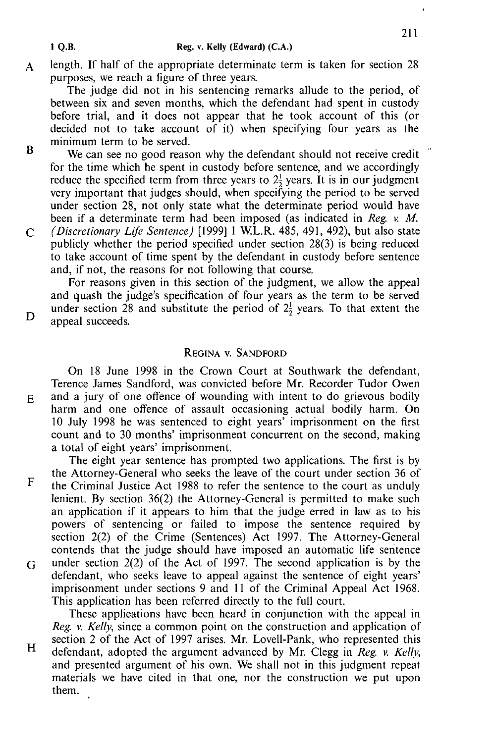length. If half of the appropriate determinate term is taken for section 28 purposes, we reach a figure of three years.

The judge did not in his sentencing remarks allude to the period, of between six and seven months, which the defendant had spent in custody before trial, and it does not appear that he took account of this (or decided not to take account of it) when specifying four years as the minimum term to be served.

We can see no good reason why the defendant should not receive credit for the time which he spent in custody before sentence, and we accordingly reduce the specified term from three years to $2\frac{1}{2}$ years. It is in our judgment very important that judges should, when specifying the period to be served under section 28, not only state what the determinate period would have been if a determinate term had been imposed (as indicated in *Reg. v. M. (Discretionary Life Sentence)* [1999] 1 W.L.R. 485, 491, 492), but also state publicly whether the period specified under section 28(3) is being reduced to take account of time spent by the defendant in custody before sentence and, if not, the reasons for not following that course.

For reasons given in this section of the judgment, we allow the appeal and quash the judge's specification of four years as the term to be served under section 28 and substitute the period of $2\frac{1}{2}$ years. To that extent the appeal succeeds.

## Regina v. Sandford

On 18 June 1998 in the Crown Court at Southwark the defendant, Terence James Sandford, was convicted before Mr. Recorder Tudor Owen and a jury of one offence of wounding with intent to do grievous bodily harm and one offence of assault occasioning actual bodily harm. On 10 July 1998 he was sentenced to eight years' imprisonment on the first count and to 30 months' imprisonment concurrent on the second, making a total of eight years' imprisonment.

The eight year sentence has prompted two applications. The first is by the Attorney-General who seeks the leave of the court under section 36 of the Criminal Justice Act 1988 to refer the sentence to the court as unduly lenient. By section 36(2) the Attorney-General is permitted to make such an application if it appears to him that the judge erred in law as to his powers of sentencing or failed to impose the sentence required by section 2(2) of the Crime (Sentences) Act 1997. The Attorney-General contends that the judge should have imposed an automatic life sentence under section 2(2) of the Act of 1997. The second application is by the defendant, who seeks leave to appeal against the sentence of eight years' imprisonment under sections 9 and 11 of the Criminal Appeal Act 1968. This application has been referred directly to the full court.

These applications have been heard in conjunction with the appeal in *Reg. v. Kelly*, since a common point on the construction and application of section 2 of the Act of 1997 arises. Mr. Lovell-Pank, who represented this defendant, adopted the argument advanced by Mr. Clegg in *Reg. v. Kelly*, and presented argument of his own. We shall not in this judgment repeat materials we have cited in that one, nor the construction we put upon them.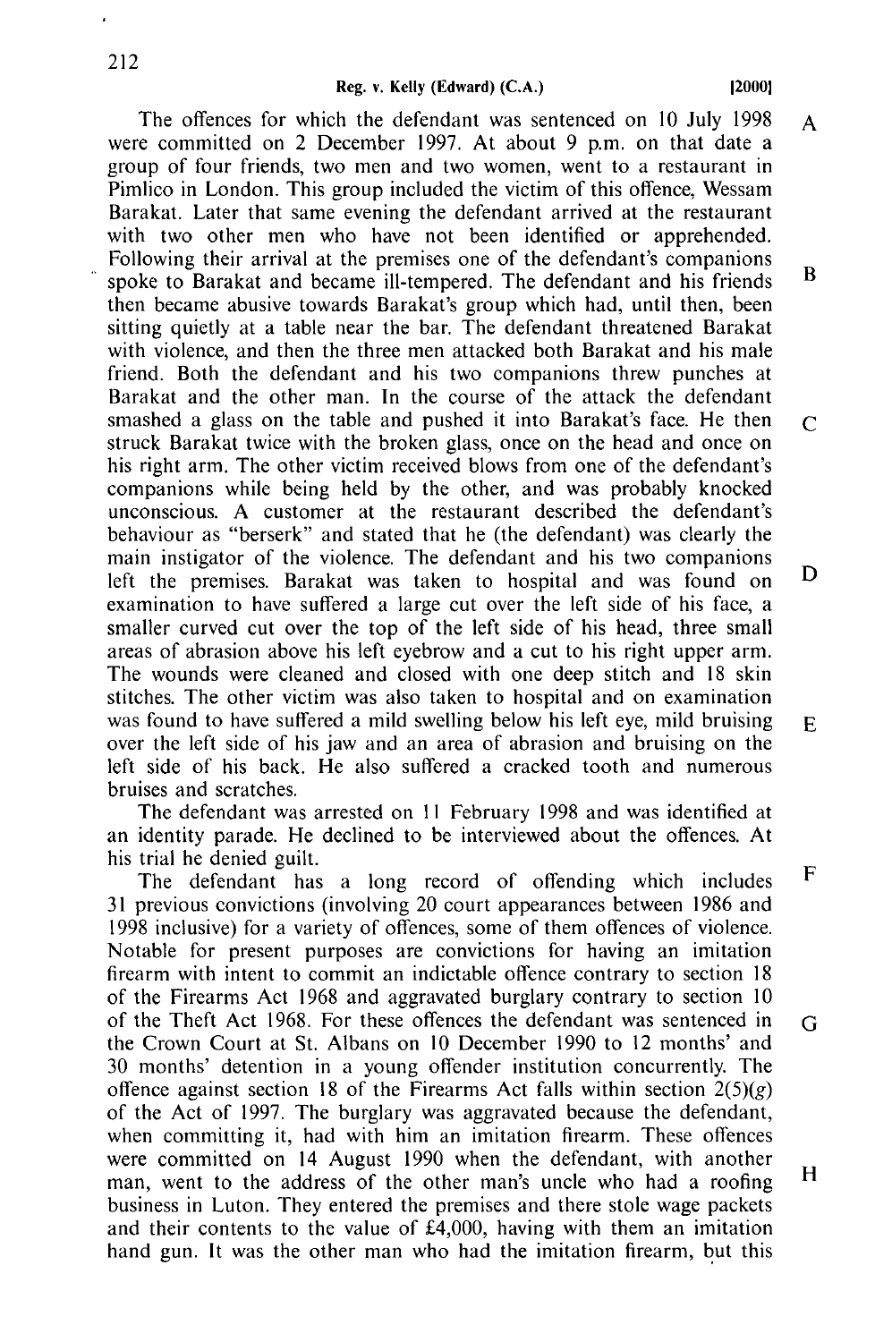The offences for which the defendant was sentenced on 10 July 1998 were committed on 2 December 1997. At about 9 p.m. on that date a group of four friends, two men and two women, went to a restaurant in Pimlico in London. This group included the victim of this offence, Wessam Barakat. Later that same evening the defendant arrived at the restaurant with two other men who have not been identified or apprehended. Following their arrival at the premises one of the defendant's companions spoke to Barakat and became ill-tempered. The defendant and his friends then became abusive towards Barakat's group which had, until then, been sitting quietly at a table near the bar. The defendant threatened Barakat with violence, and then the three men attacked both Barakat and his male friend. Both the defendant and his two companions threw punches at Barakat and the other man. In the course of the attack the defendant smashed a glass on the table and pushed it into Barakat's face. He then struck Barakat twice with the broken glass, once on the head and once on his right arm. The other victim received blows from one of the defendant's companions while being held by the other, and was probably knocked unconscious. A customer at the restaurant described the defendant's behaviour as "berserk" and stated that he (the defendant) was clearly the main instigator of the violence. The defendant and his two companions left the premises. Barakat was taken to hospital and was found on examination to have suffered a large cut over the left side of his face, a smaller curved cut over the top of the left side of his head, three small areas of abrasion above his left eyebrow and a cut to his right upper arm. The wounds were cleaned and closed with one deep stitch and 18 skin stitches. The other victim was also taken to hospital and on examination was found to have suffered a mild swelling below his left eye, mild bruising over the left side of his jaw and an area of abrasion and bruising on the left side of his back. He also suffered a cracked tooth and numerous bruises and scratches.

The defendant was arrested on 11 February 1998 and was identified at an identity parade. He declined to be interviewed about the offences. At his trial he denied guilt.

The defendant has a long record of offending which includes 31 previous convictions (involving 20 court appearances between 1986 and 1998 inclusive) for a variety of offences, some of them offences of violence. Notable for present purposes are convictions for having an imitation firearm with intent to commit an indictable offence contrary to section 18 of the Firearms Act 1968 and aggravated burglary contrary to section 10 of the Theft Act 1968. For these offences the defendant was sentenced in the Crown Court at St. Albans on 10 December 1990 to 12 months' and 30 months' detention in a young offender institution concurrently. The offence against section 18 of the Firearms Act falls within section 2(5)(*g*) of the Act of 1997. The burglary was aggravated because the defendant, when committing it, had with him an imitation firearm. These offences were committed on 14 August 1990 when the defendant, with another man, went to the address of the other man's uncle who had a roofing business in Luton. They entered the premises and there stole wage packets and their contents to the value of £4,000, having with them an imitation hand gun. It was the other man who had the imitation firearm, but this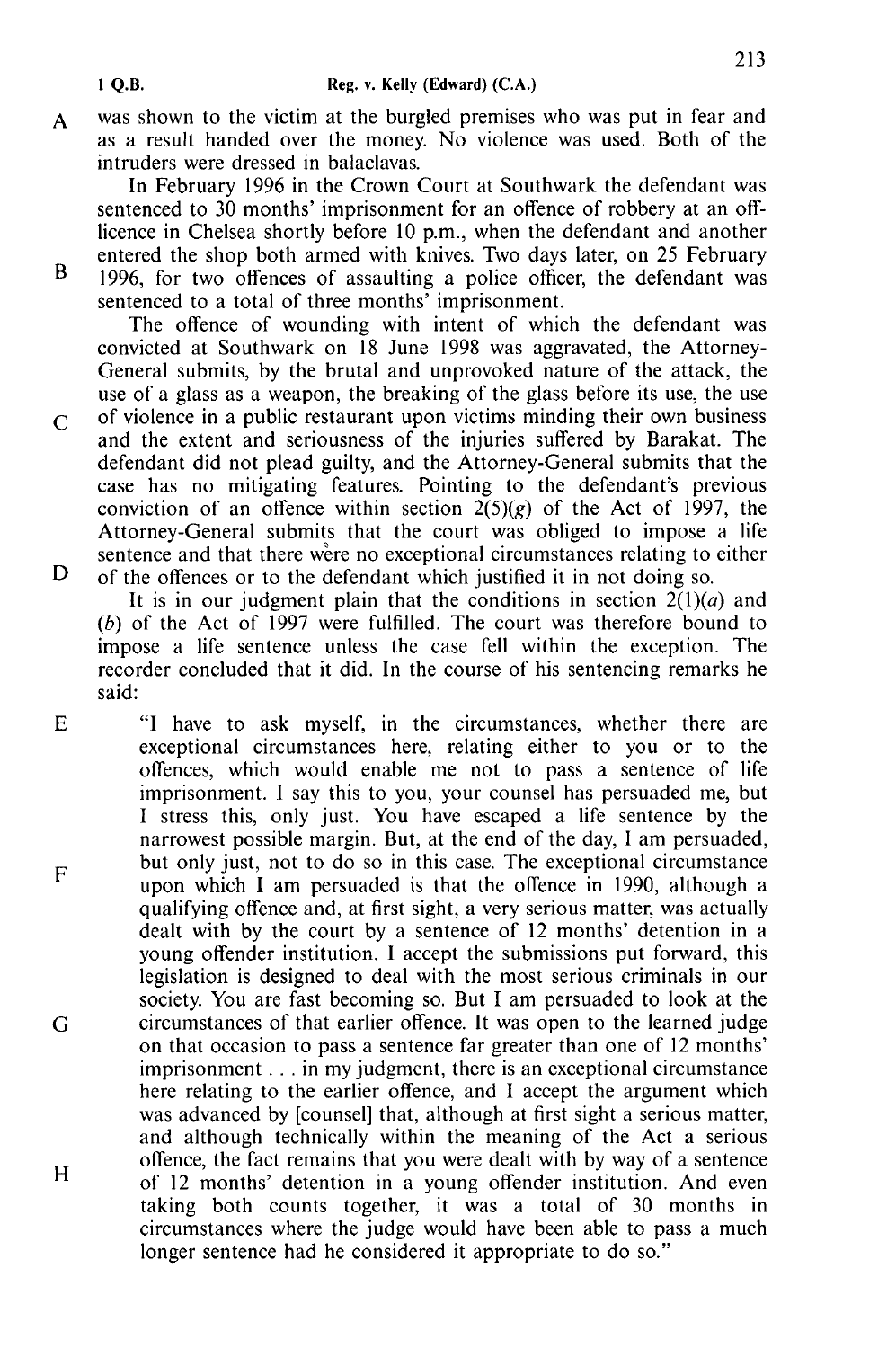was shown to the victim at the burgled premises who was put in fear and as a result handed over the money. No violence was used. Both of the intruders were dressed in balaclavas.

In February 1996 in the Crown Court at Southwark the defendant was sentenced to 30 months' imprisonment for an offence of robbery at an off-licence in Chelsea shortly before 10 p.m., when the defendant and another entered the shop both armed with knives. Two days later, on 25 February 1996, for two offences of assaulting a police officer, the defendant was sentenced to a total of three months' imprisonment.

The offence of wounding with intent of which the defendant was convicted at Southwark on 18 June 1998 was aggravated, the Attorney-General submits, by the brutal and unprovoked nature of the attack, the use of a glass as a weapon, the breaking of the glass before its use, the use of violence in a public restaurant upon victims minding their own business and the extent and seriousness of the injuries suffered by Barakat. The defendant did not plead guilty, and the Attorney-General submits that the case has no mitigating features. Pointing to the defendant's previous conviction of an offence within section 2(5)(*g*) of the Act of 1997, the Attorney-General submits that the court was obliged to impose a life sentence and that there were no exceptional circumstances relating to either of the offences or to the defendant which justified it in not doing so.

It is in our judgment plain that the conditions in section 2(1)(*a*) and (*b*) of the Act of 1997 were fulfilled. The court was therefore bound to impose a life sentence unless the case fell within the exception. The recorder concluded that it did. In the course of his sentencing remarks he said:

> "I have to ask myself, in the circumstances, whether there are exceptional circumstances here, relating either to you or to the offences, which would enable me not to pass a sentence of life imprisonment. I say this to you, your counsel has persuaded me, but I stress this, only just. You have escaped a life sentence by the narrowest possible margin. But, at the end of the day, I am persuaded, but only just, not to do so in this case. The exceptional circumstance upon which I am persuaded is that the offence in 1990, although a qualifying offence and, at first sight, a very serious matter, was actually dealt with by the court by a sentence of 12 months' detention in a young offender institution. I accept the submissions put forward, this legislation is designed to deal with the most serious criminals in our society. You are fast becoming so. But I am persuaded to look at the circumstances of that earlier offence. It was open to the learned judge on that occasion to pass a sentence far greater than one of 12 months' imprisonment . . . in my judgment, there is an exceptional circumstance here relating to the earlier offence, and I accept the argument which was advanced by [counsel] that, although at first sight a serious matter, and although technically within the meaning of the Act a serious offence, the fact remains that you were dealt with by way of a sentence of 12 months' detention in a young offender institution. And even taking both counts together, it was a total of 30 months in circumstances where the judge would have been able to pass a much longer sentence had he considered it appropriate to do so."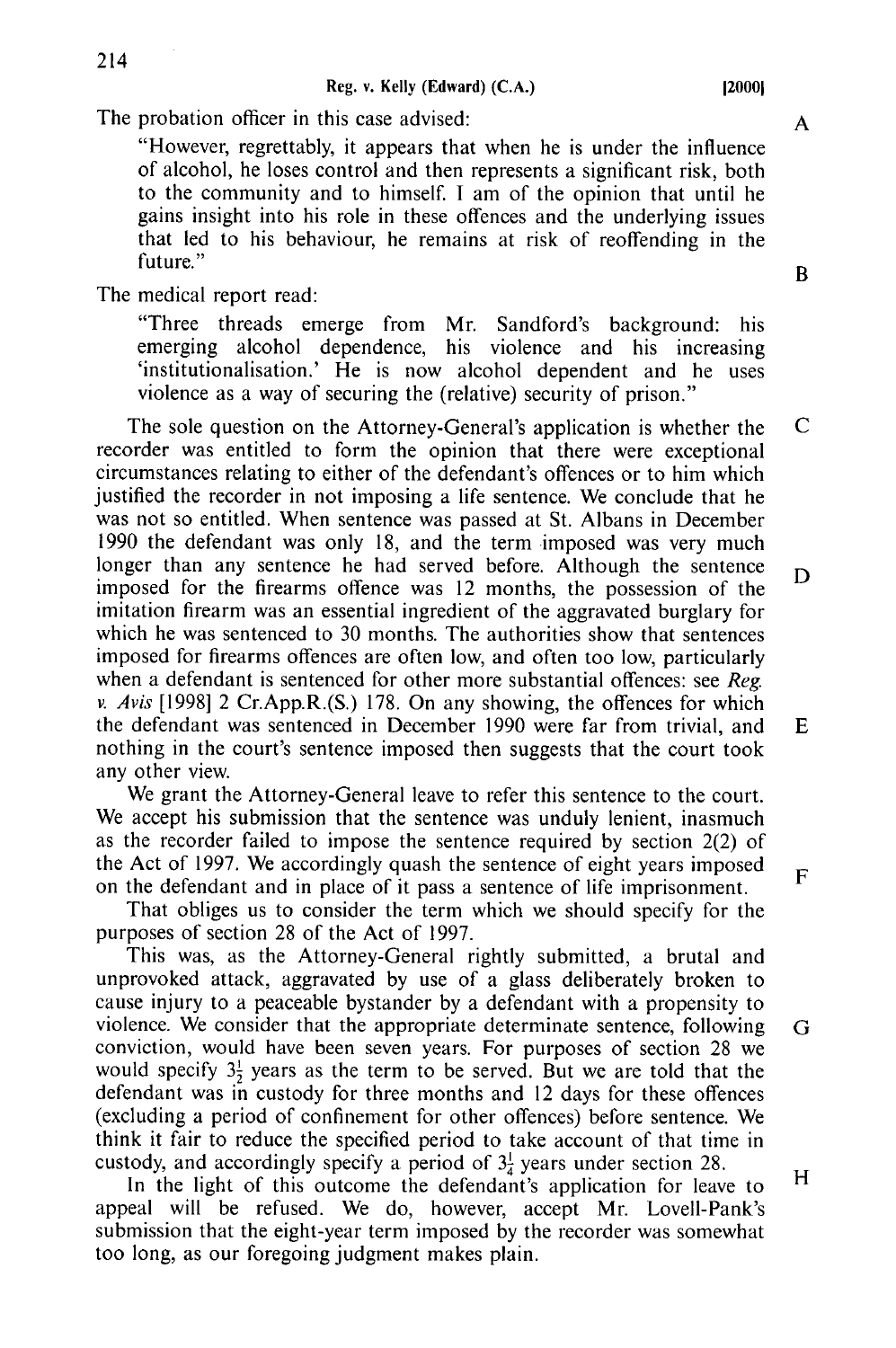The probation officer in this case advised:

> "However, regrettably, it appears that when he is under the influence of alcohol, he loses control and then represents a significant risk, both to the community and to himself. I am of the opinion that until he gains insight into his role in these offences and the underlying issues that led to his behaviour, he remains at risk of reoffending in the future."

The medical report read:

> "Three threads emerge from Mr. Sandford's background: his emerging alcohol dependence, his violence and his increasing 'institutionalisation.' He is now alcohol dependent and he uses violence as a way of securing the (relative) security of prison."

The sole question on the Attorney-General's application is whether the recorder was entitled to form the opinion that there were exceptional circumstances relating to either of the defendant's offences or to him which justified the recorder in not imposing a life sentence. We conclude that he was not so entitled. When sentence was passed at St. Albans in December 1990 the defendant was only 18, and the term imposed was very much longer than any sentence he had served before. Although the sentence imposed for the firearms offence was 12 months, the possession of the imitation firearm was an essential ingredient of the aggravated burglary for which he was sentenced to 30 months. The authorities show that sentences imposed for firearms offences are often low, and often too low, particularly when a defendant is sentenced for other more substantial offences: see *Reg. v. Avis* [1998] 2 Cr.App.R.(S.) 178. On any showing, the offences for which the defendant was sentenced in December 1990 were far from trivial, and nothing in the court's sentence imposed then suggests that the court took any other view.

We grant the Attorney-General leave to refer this sentence to the court. We accept his submission that the sentence was unduly lenient, inasmuch as the recorder failed to impose the sentence required by section 2(2) of the Act of 1997. We accordingly quash the sentence of eight years imposed on the defendant and in place of it pass a sentence of life imprisonment.

That obliges us to consider the term which we should specify for the purposes of section 28 of the Act of 1997.

This was, as the Attorney-General rightly submitted, a brutal and unprovoked attack, aggravated by use of a glass deliberately broken to cause injury to a peaceable bystander by a defendant with a propensity to violence. We consider that the appropriate determinate sentence, following conviction, would have been seven years. For purposes of section 28 we would specify $3\frac{1}{2}$ years as the term to be served. But we are told that the defendant was in custody for three months and 12 days for these offences (excluding a period of confinement for other offences) before sentence. We think it fair to reduce the specified period to take account of that time in custody, and accordingly specify a period of $3\frac{1}{4}$ years under section 28.

In the light of this outcome the defendant's application for leave to appeal will be refused. We do, however, accept Mr. Lovell-Pank's submission that the eight-year term imposed by the recorder was somewhat too long, as our foregoing judgment makes plain.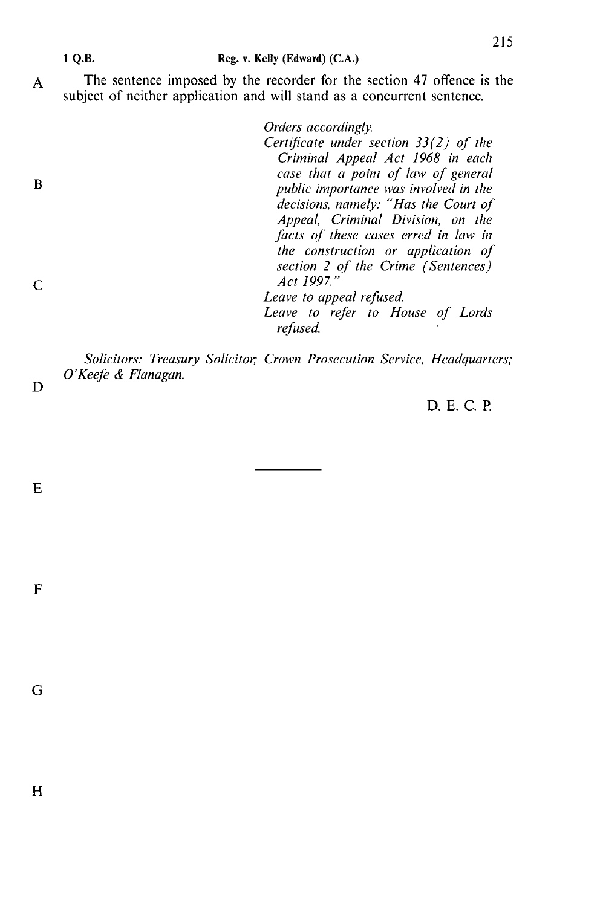The sentence imposed by the recorder for the section 47 offence is the subject of neither application and will stand as a concurrent sentence.

*Orders accordingly.*
*Certificate under section 33(2) of the Criminal Appeal Act 1968 in each case that a point of law of general public importance was involved in the decisions, namely: "Has the Court of Appeal, Criminal Division, on the facts of these cases erred in law in the construction or application of section 2 of the Crime (Sentences) Act 1997."*
*Leave to appeal refused.*
*Leave to refer to House of Lords refused.*

*Solicitors: Treasury Solicitor; Crown Prosecution Service, Headquarters; O'Keefe & Flanagan.*

D. E. C. P.